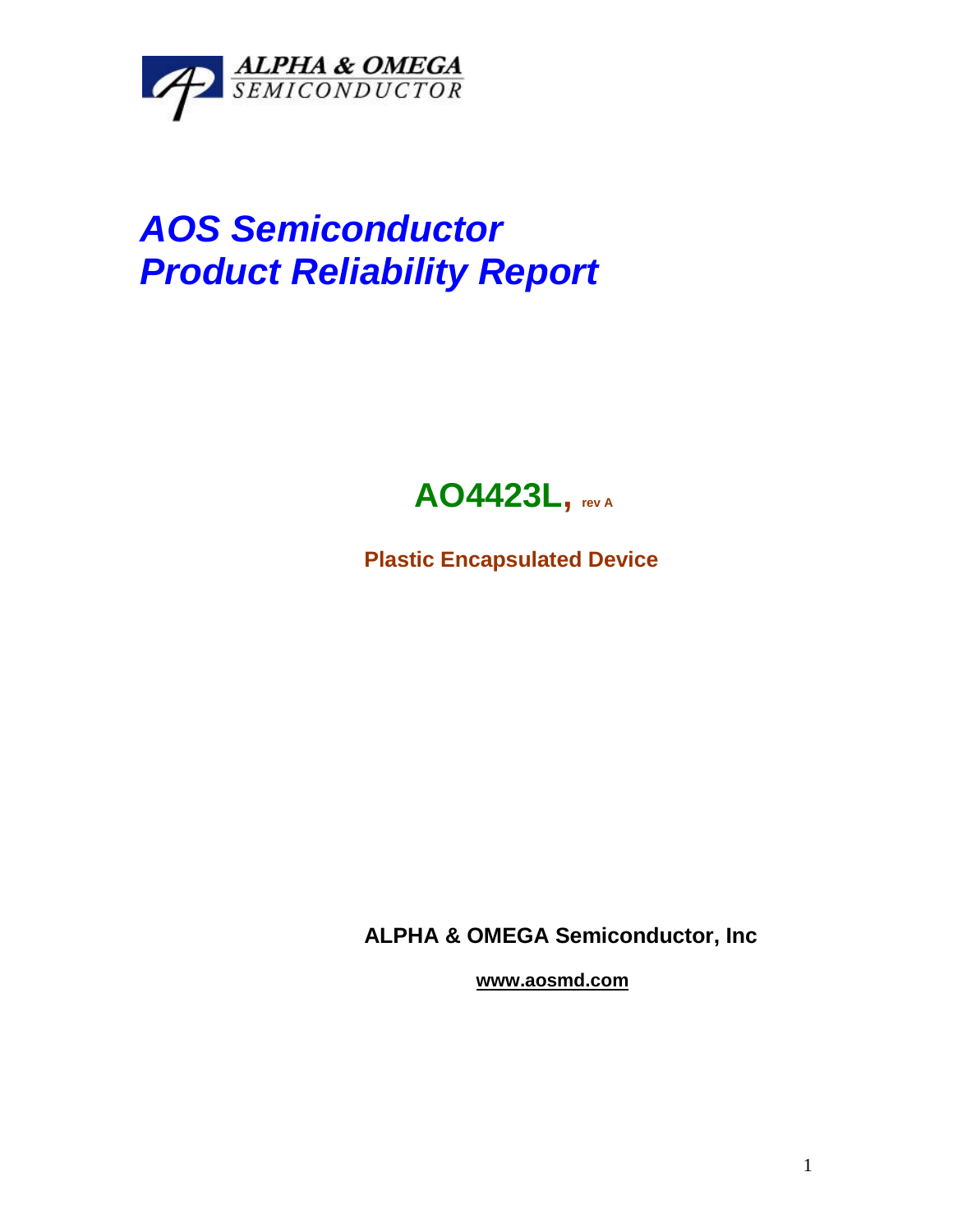ALPHA & OMEGA
SEMICONDUCTOR

# *AOS Semiconductor*
# *Product Reliability Report*

## AO4423L, rev A

**Plastic Encapsulated Device**

**ALPHA & OMEGA Semiconductor, Inc**

**www.aosmd.com**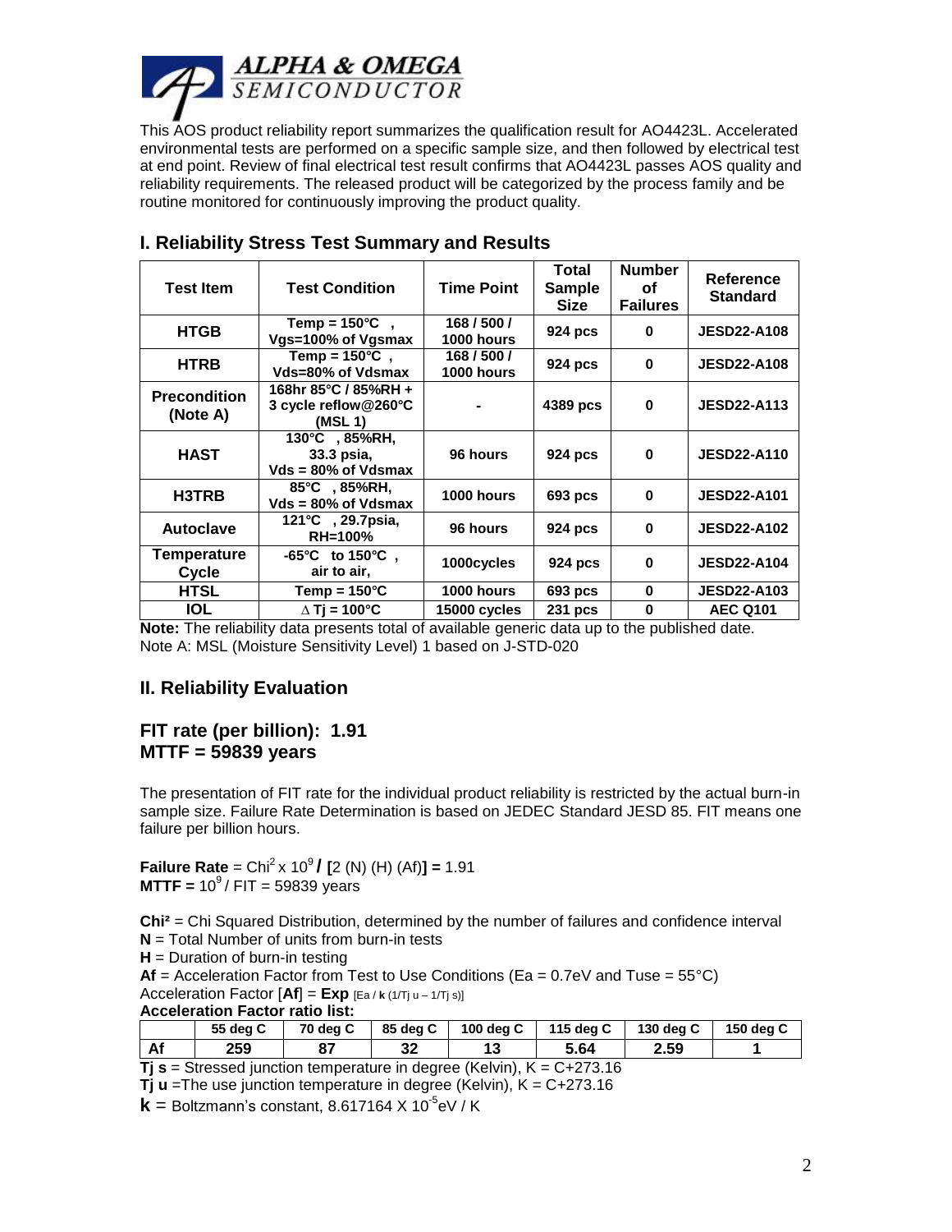This AOS product reliability report summarizes the qualification result for AO4423L. Accelerated environmental tests are performed on a specific sample size, and then followed by electrical test at end point. Review of final electrical test result confirms that AO4423L passes AOS quality and reliability requirements. The released product will be categorized by the process family and be routine monitored for continuously improving the product quality.

## I. Reliability Stress Test Summary and Results

| Test Item | Test Condition | Time Point | Total Sample Size | Number of Failures | Reference Standard |
|---|---|---|---|---|---|
| **HTGB** | **Temp = 150°C , Vgs=100% of Vgsmax** | **168 / 500 / 1000 hours** | **924 pcs** | **0** | **JESD22-A108** |
| **HTRB** | **Temp = 150°C , Vds=80% of Vdsmax** | **168 / 500 / 1000 hours** | **924 pcs** | **0** | **JESD22-A108** |
| **Precondition (Note A)** | **168hr 85°C / 85%RH + 3 cycle reflow@260°C (MSL 1)** | **-** | **4389 pcs** | **0** | **JESD22-A113** |
| **HAST** | **130°C , 85%RH, 33.3 psia, Vds = 80% of Vdsmax** | **96 hours** | **924 pcs** | **0** | **JESD22-A110** |
| **H3TRB** | **85°C , 85%RH, Vds = 80% of Vdsmax** | **1000 hours** | **693 pcs** | **0** | **JESD22-A101** |
| **Autoclave** | **121°C , 29.7psia, RH=100%** | **96 hours** | **924 pcs** | **0** | **JESD22-A102** |
| **Temperature Cycle** | **-65°C to 150°C , air to air,** | **1000cycles** | **924 pcs** | **0** | **JESD22-A104** |
| **HTSL** | **Temp = 150°C** | **1000 hours** | **693 pcs** | **0** | **JESD22-A103** |
| **IOL** | **$\Delta$ Tj = 100°C** | **15000 cycles** | **231 pcs** | **0** | **AEC Q101** |

**Note:** The reliability data presents total of available generic data up to the published date.
Note A: MSL (Moisture Sensitivity Level) 1 based on J-STD-020

## II. Reliability Evaluation

### FIT rate (per billion): 1.91
### MTTF = 59839 years

The presentation of FIT rate for the individual product reliability is restricted by the actual burn-in sample size. Failure Rate Determination is based on JEDEC Standard JESD 85. FIT means one failure per billion hours.

**Failure Rate** = $Chi^2 \times 10^9$ **/ [**2 (N) (H) (Af)**] =** 1.91
**MTTF =** $10^9$ / FIT = 59839 years

**Chi²** = Chi Squared Distribution, determined by the number of failures and confidence interval
**N** = Total Number of units from burn-in tests
**H** = Duration of burn-in testing
**Af** = Acceleration Factor from Test to Use Conditions (Ea = 0.7eV and Tuse = 55°C)
Acceleration Factor [**Af**] = **Exp** [Ea / **k** (1/Tj u – 1/Tj s)]
**Acceleration Factor ratio list:**

| | 55 deg C | 70 deg C | 85 deg C | 100 deg C | 115 deg C | 130 deg C | 150 deg C |
|---|---|---|---|---|---|---|---|
| **Af** | **259** | **87** | **32** | **13** | **5.64** | **2.59** | **1** |

**Tj s** = Stressed junction temperature in degree (Kelvin), K = C+273.16
**Tj u** =The use junction temperature in degree (Kelvin), K = C+273.16
**k** = Boltzmann's constant, 8.617164 X $10^{-5}$eV / K